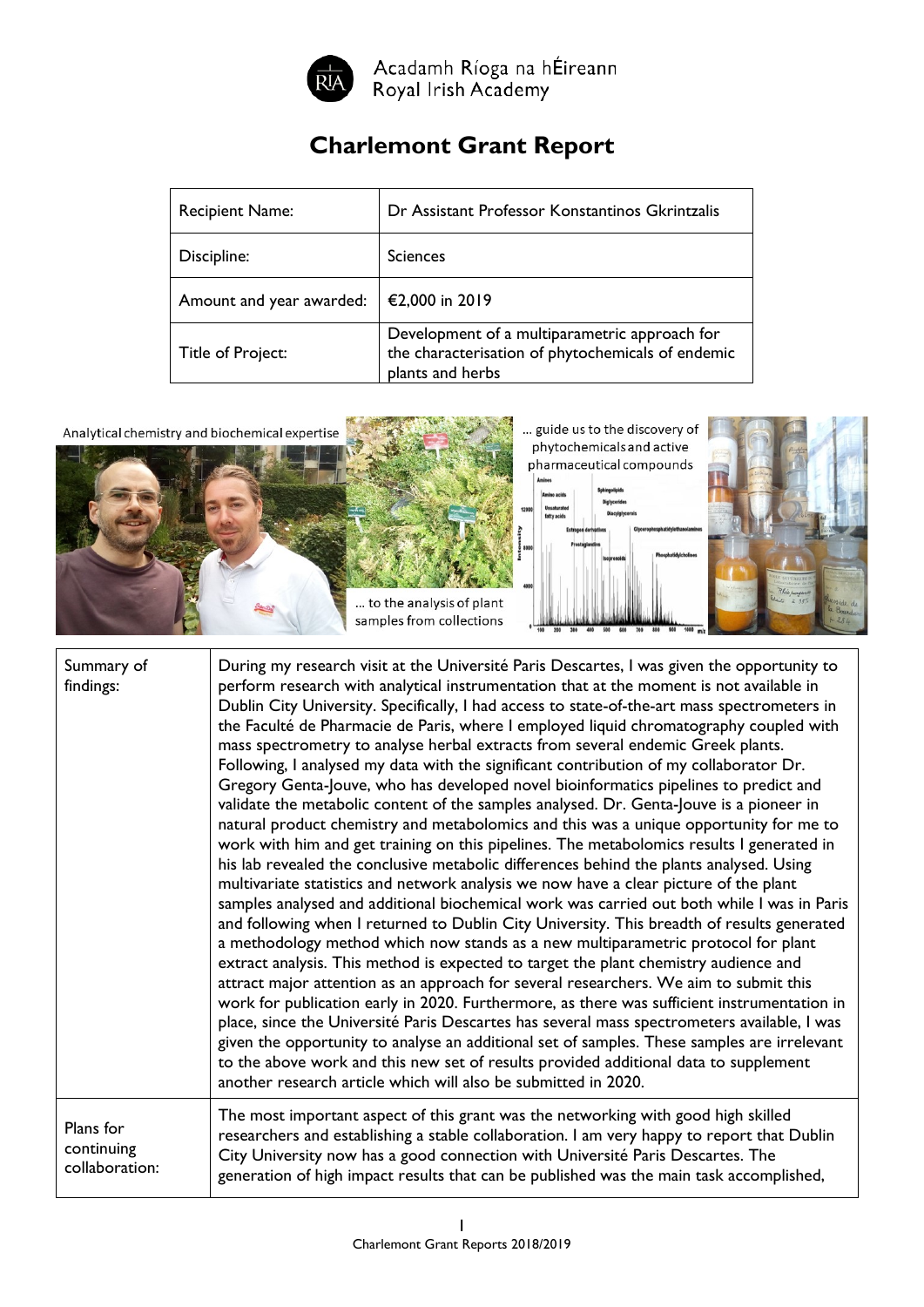Acadamh Ríoga na hÉireann
Royal Irish Academy

# Charlemont Grant Report

| Recipient Name: | Dr Assistant Professor Konstantinos Gkrintzalis |
|---|---|
| Discipline: | Sciences |
| Amount and year awarded: | €2,000 in 2019 |
| Title of Project: | Development of a multiparametric approach for the characterisation of phytochemicals of endemic plants and herbs |

Analytical chemistry and biochemical expertise ... to the analysis of plant samples from collections ... guide us to the discovery of phytochemicals and active pharmaceutical compounds

| Summary of findings: | During my research visit at the Université Paris Descartes, I was given the opportunity to perform research with analytical instrumentation that at the moment is not available in Dublin City University. Specifically, I had access to state-of-the-art mass spectrometers in the Faculté de Pharmacie de Paris, where I employed liquid chromatography coupled with mass spectrometry to analyse herbal extracts from several endemic Greek plants. Following, I analysed my data with the significant contribution of my collaborator Dr. Gregory Genta-Jouve, who has developed novel bioinformatics pipelines to predict and validate the metabolic content of the samples analysed. Dr. Genta-Jouve is a pioneer in natural product chemistry and metabolomics and this was a unique opportunity for me to work with him and get training on this pipelines. The metabolomics results I generated in his lab revealed the conclusive metabolic differences behind the plants analysed. Using multivariate statistics and network analysis we now have a clear picture of the plant samples analysed and additional biochemical work was carried out both while I was in Paris and following when I returned to Dublin City University. This breadth of results generated a methodology method which now stands as a new multiparametric protocol for plant extract analysis. This method is expected to target the plant chemistry audience and attract major attention as an approach for several researchers. We aim to submit this work for publication early in 2020. Furthermore, as there was sufficient instrumentation in place, since the Université Paris Descartes has several mass spectrometers available, I was given the opportunity to analyse an additional set of samples. These samples are irrelevant to the above work and this new set of results provided additional data to supplement another research article which will also be submitted in 2020. |
|---|---|
| Plans for continuing collaboration: | The most important aspect of this grant was the networking with good high skilled researchers and establishing a stable collaboration. I am very happy to report that Dublin City University now has a good connection with Université Paris Descartes. The generation of high impact results that can be published was the main task accomplished, |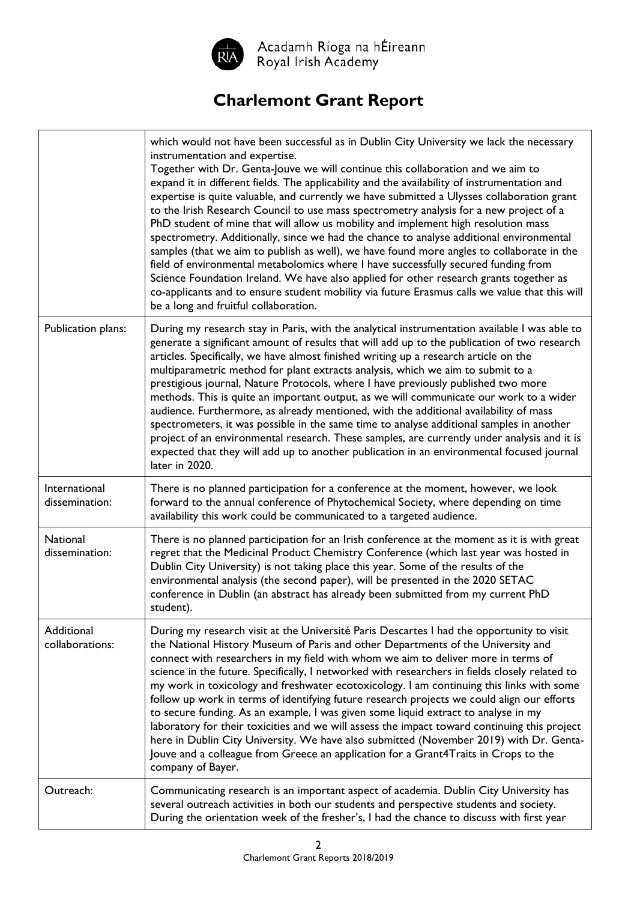# Charlemont Grant Report

| | |
|---|---|
| | which would not have been successful as in Dublin City University we lack the necessary instrumentation and expertise. Together with Dr. Genta-Jouve we will continue this collaboration and we aim to expand it in different fields. The applicability and the availability of instrumentation and expertise is quite valuable, and currently we have submitted a Ulysses collaboration grant to the Irish Research Council to use mass spectrometry analysis for a new project of a PhD student of mine that will allow us mobility and implement high resolution mass spectrometry. Additionally, since we had the chance to analyse additional environmental samples (that we aim to publish as well), we have found more angles to collaborate in the field of environmental metabolomics where I have successfully secured funding from Science Foundation Ireland. We have also applied for other research grants together as co-applicants and to ensure student mobility via future Erasmus calls we value that this will be a long and fruitful collaboration. |
| Publication plans: | During my research stay in Paris, with the analytical instrumentation available I was able to generate a significant amount of results that will add up to the publication of two research articles. Specifically, we have almost finished writing up a research article on the multiparametric method for plant extracts analysis, which we aim to submit to a prestigious journal, Nature Protocols, where I have previously published two more methods. This is quite an important output, as we will communicate our work to a wider audience. Furthermore, as already mentioned, with the additional availability of mass spectrometers, it was possible in the same time to analyse additional samples in another project of an environmental research. These samples, are currently under analysis and it is expected that they will add up to another publication in an environmental focused journal later in 2020. |
| International dissemination: | There is no planned participation for a conference at the moment, however, we look forward to the annual conference of Phytochemical Society, where depending on time availability this work could be communicated to a targeted audience. |
| National dissemination: | There is no planned participation for an Irish conference at the moment as it is with great regret that the Medicinal Product Chemistry Conference (which last year was hosted in Dublin City University) is not taking place this year. Some of the results of the environmental analysis (the second paper), will be presented in the 2020 SETAC conference in Dublin (an abstract has already been submitted from my current PhD student). |
| Additional collaborations: | During my research visit at the Université Paris Descartes I had the opportunity to visit the National History Museum of Paris and other Departments of the University and connect with researchers in my field with whom we aim to deliver more in terms of science in the future. Specifically, I networked with researchers in fields closely related to my work in toxicology and freshwater ecotoxicology. I am continuing this links with some follow up work in terms of identifying future research projects we could align our efforts to secure funding. As an example, I was given some liquid extract to analyse in my laboratory for their toxicities and we will assess the impact toward continuing this project here in Dublin City University. We have also submitted (November 2019) with Dr. Genta-Jouve and a colleague from Greece an application for a Grant4Traits in Crops to the company of Bayer. |
| Outreach: | Communicating research is an important aspect of academia. Dublin City University has several outreach activities in both our students and perspective students and society. During the orientation week of the fresher's, I had the chance to discuss with first year |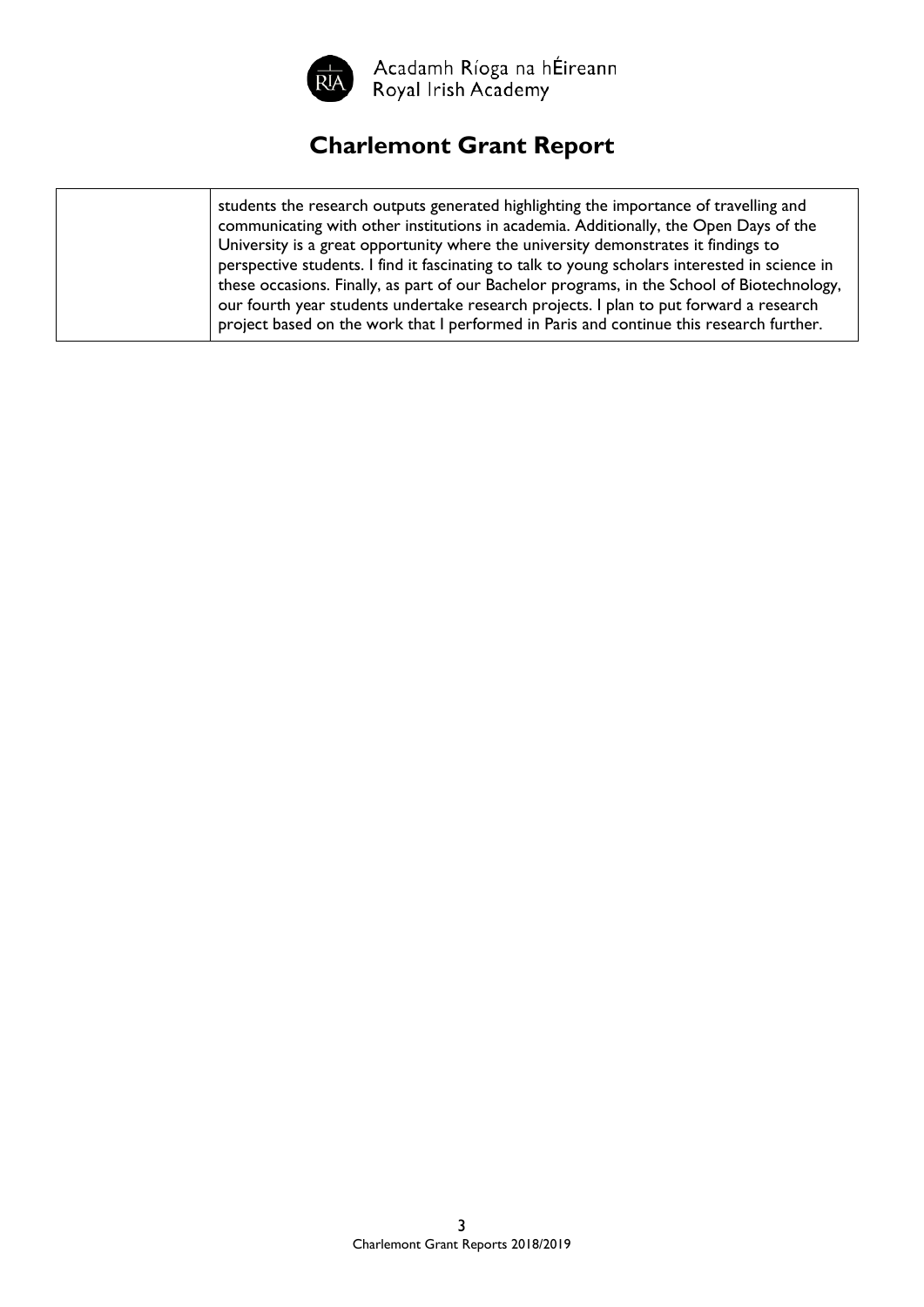# Charlemont Grant Report

| | |
|---|---|
| | students the research outputs generated highlighting the importance of travelling and communicating with other institutions in academia. Additionally, the Open Days of the University is a great opportunity where the university demonstrates it findings to perspective students. I find it fascinating to talk to young scholars interested in science in these occasions. Finally, as part of our Bachelor programs, in the School of Biotechnology, our fourth year students undertake research projects. I plan to put forward a research project based on the work that I performed in Paris and continue this research further. |